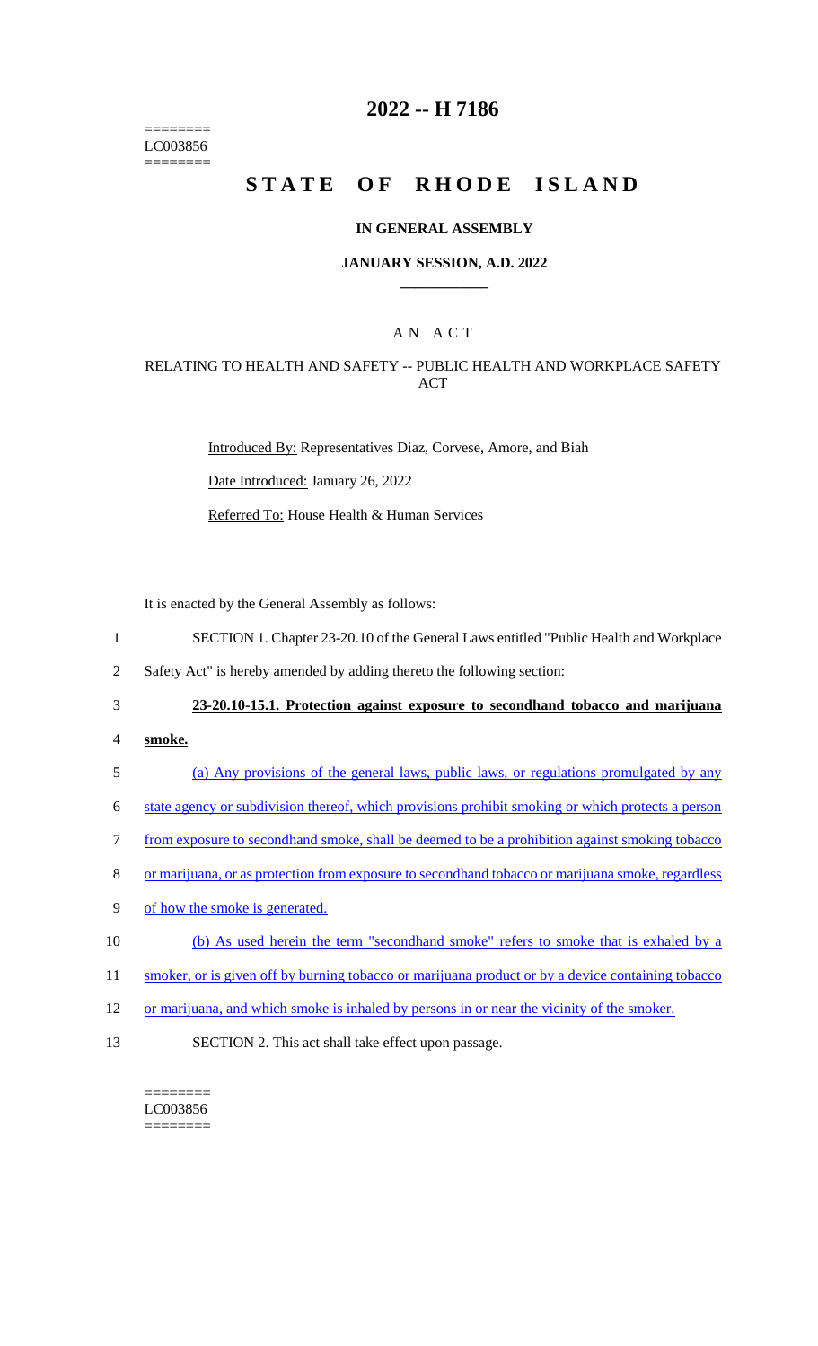========
LC003856
========

# 2022 -- H 7186

# STATE OF RHODE ISLAND

## IN GENERAL ASSEMBLY

### JANUARY SESSION, A.D. 2022

---

### A N A C T

### RELATING TO HEALTH AND SAFETY -- PUBLIC HEALTH AND WORKPLACE SAFETY ACT

Introduced By: Representatives Diaz, Corvese, Amore, and Biah

Date Introduced: January 26, 2022

Referred To: House Health & Human Services

It is enacted by the General Assembly as follows:

1 SECTION 1. Chapter 23-20.10 of the General Laws entitled "Public Health and Workplace
2 Safety Act" is hereby amended by adding thereto the following section:
3 **23-20.10-15.1. Protection against exposure to secondhand tobacco and marijuana**
4 **smoke.**
5 (a) Any provisions of the general laws, public laws, or regulations promulgated by any
6 state agency or subdivision thereof, which provisions prohibit smoking or which protects a person
7 from exposure to secondhand smoke, shall be deemed to be a prohibition against smoking tobacco
8 or marijuana, or as protection from exposure to secondhand tobacco or marijuana smoke, regardless
9 of how the smoke is generated.
10 (b) As used herein the term "secondhand smoke" refers to smoke that is exhaled by a
11 smoker, or is given off by burning tobacco or marijuana product or by a device containing tobacco
12 or marijuana, and which smoke is inhaled by persons in or near the vicinity of the smoker.
13 SECTION 2. This act shall take effect upon passage.

========
LC003856
========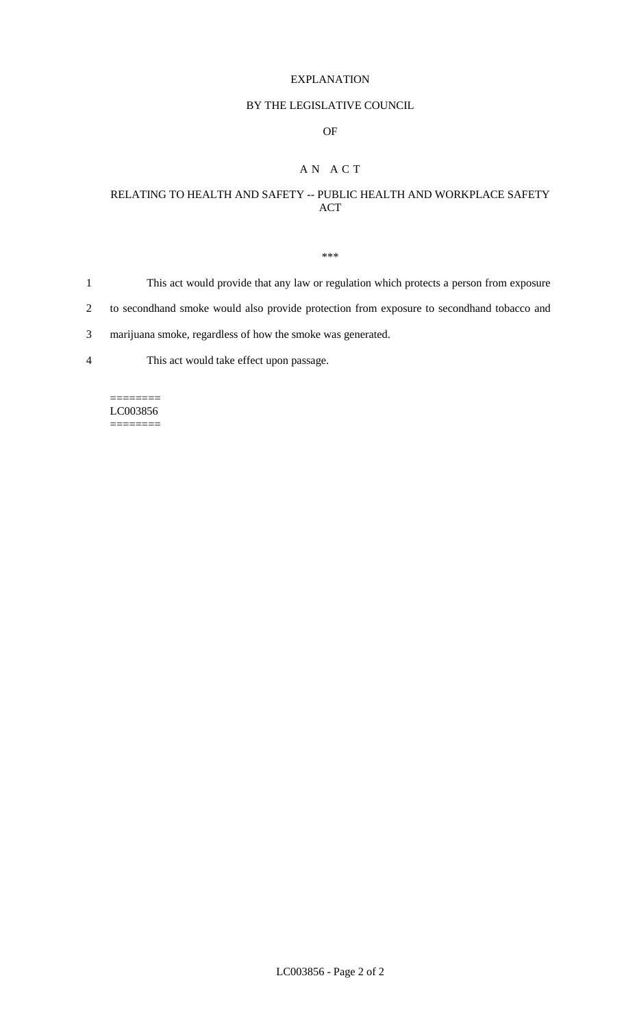EXPLANATION

BY THE LEGISLATIVE COUNCIL

OF

# A N A C T

RELATING TO HEALTH AND SAFETY -- PUBLIC HEALTH AND WORKPLACE SAFETY ACT

\*\*\*

1 This act would provide that any law or regulation which protects a person from exposure
2 to secondhand smoke would also provide protection from exposure to secondhand tobacco and
3 marijuana smoke, regardless of how the smoke was generated.

4 This act would take effect upon passage.

========
LC003856
========